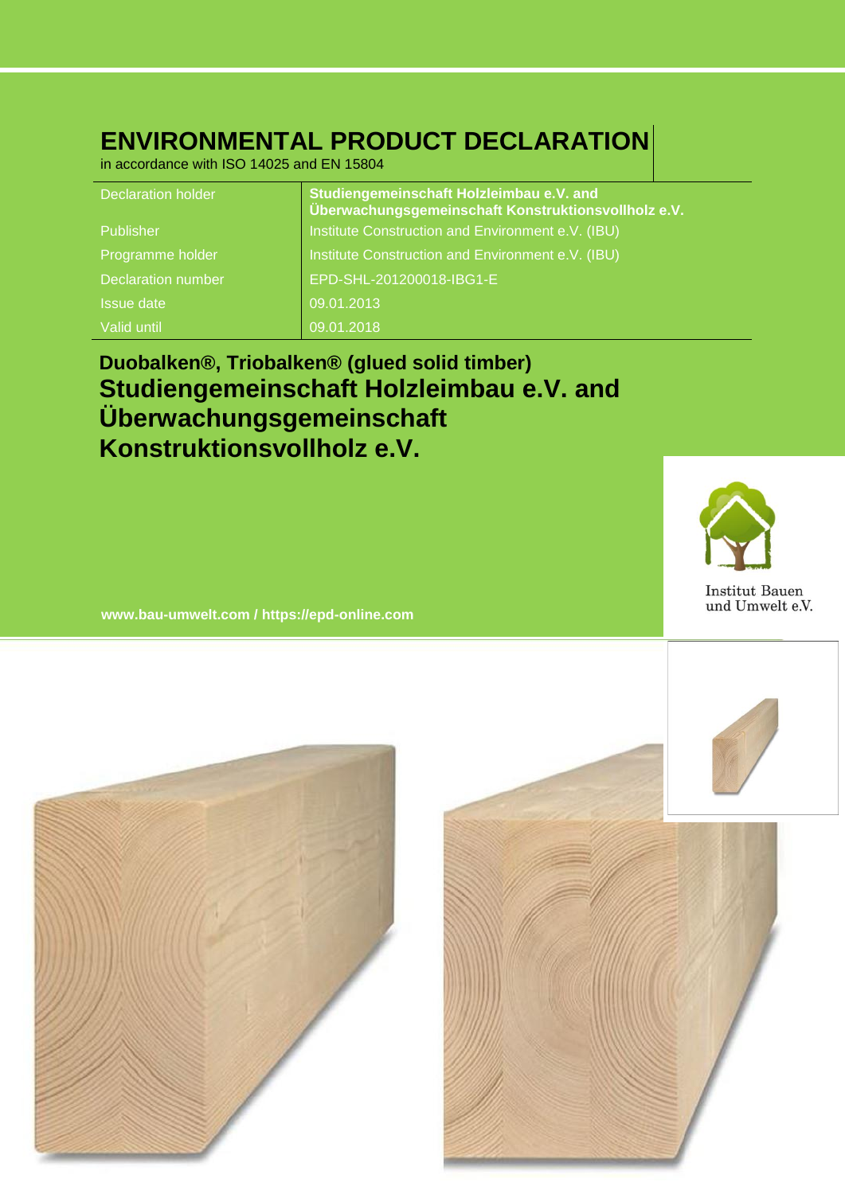# ENVIRONMENTAL PRODUCT DECLARATION

in accordance with ISO 14025 and EN 15804

| | |
|---|---|
| Declaration holder | **Studiengemeinschaft Holzleimbau e.V. and Überwachungsgemeinschaft Konstruktionsvollholz e.V.** |
| Publisher | Institute Construction and Environment e.V. (IBU) |
| Programme holder | Institute Construction and Environment e.V. (IBU) |
| Declaration number | EPD-SHL-201200018-IBG1-E |
| Issue date | 09.01.2013 |
| Valid until | 09.01.2018 |

**Duobalken®, Triobalken® (glued solid timber)**

## Studiengemeinschaft Holzleimbau e.V. and Überwachungsgemeinschaft Konstruktionsvollholz e.V.

Institut Bauen und Umwelt e.V.

**www.bau-umwelt.com / https://epd-online.com**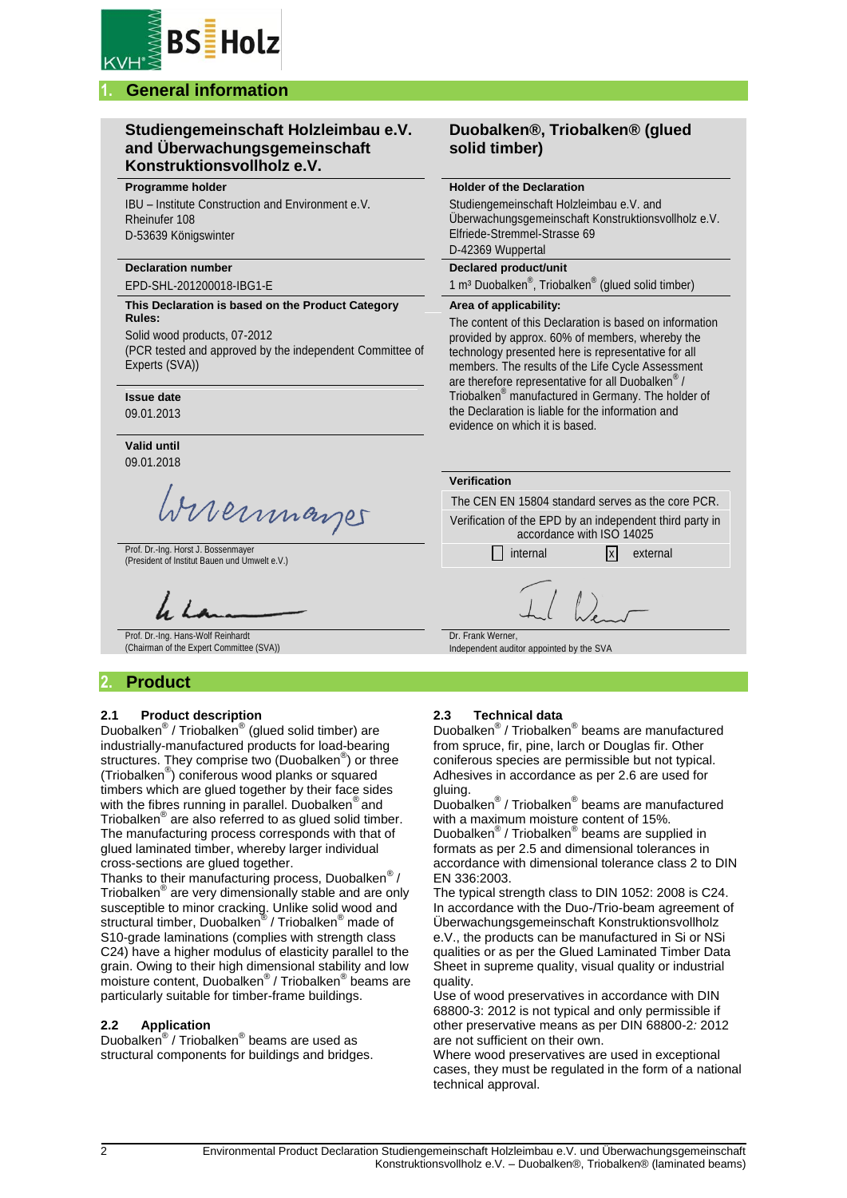## 1. General information

### Studiengemeinschaft Holzleimbau e.V. and Überwachungsgemeinschaft Konstruktionsvollholz e.V.

### Duobalken®, Triobalken® (glued solid timber)

**Programme holder**

IBU – Institute Construction and Environment e.V.
Rheinufer 108
D-53639 Königswinter

**Holder of the Declaration**

Studiengemeinschaft Holzleimbau e.V. and Überwachungsgemeinschaft Konstruktionsvollholz e.V.
Elfriede-Stremmel-Strasse 69
D-42369 Wuppertal

**Declaration number**

EPD-SHL-201200018-IBG1-E

**Declared product/unit**

1 m³ Duobalken®, Triobalken® (glued solid timber)

**This Declaration is based on the Product Category Rules:**

Solid wood products, 07-2012
(PCR tested and approved by the independent Committee of Experts (SVA))

**Area of applicability:**

The content of this Declaration is based on information provided by approx. 60% of members, whereby the technology presented here is representative for all members. The results of the Life Cycle Assessment are therefore representative for all Duobalken® / Triobalken® manufactured in Germany. The holder of the Declaration is liable for the information and evidence on which it is based.

**Issue date**

09.01.2013

**Valid until**

09.01.2018

Prof. Dr.-Ing. Horst J. Bossenmayer
(President of Institut Bauen und Umwelt e.V.)

Prof. Dr.-Ing. Hans-Wolf Reinhardt
(Chairman of the Expert Committee (SVA))

**Verification**

The CEN EN 15804 standard serves as the core PCR.

Verification of the EPD by an independent third party in accordance with ISO 14025

☐ internal ☒ external

Dr. Frank Werner,
Independent auditor appointed by the SVA

## 2. Product

### 2.1 Product description

Duobalken® / Triobalken® (glued solid timber) are industrially-manufactured products for load-bearing structures. They comprise two (Duobalken®) or three (Triobalken®) coniferous wood planks or squared timbers which are glued together by their face sides with the fibres running in parallel. Duobalken® and Triobalken® are also referred to as glued solid timber. The manufacturing process corresponds with that of glued laminated timber, whereby larger individual cross-sections are glued together.

Thanks to their manufacturing process, Duobalken® / Triobalken® are very dimensionally stable and are only susceptible to minor cracking. Unlike solid wood and structural timber, Duobalken® / Triobalken® made of S10-grade laminations (complies with strength class C24) have a higher modulus of elasticity parallel to the grain. Owing to their high dimensional stability and low moisture content, Duobalken® / Triobalken® beams are particularly suitable for timber-frame buildings.

### 2.2 Application

Duobalken® / Triobalken® beams are used as structural components for buildings and bridges.

### 2.3 Technical data

Duobalken® / Triobalken® beams are manufactured from spruce, fir, pine, larch or Douglas fir. Other coniferous species are permissible but not typical. Adhesives in accordance as per 2.6 are used for gluing.

Duobalken® / Triobalken® beams are manufactured with a maximum moisture content of 15%.

Duobalken® / Triobalken® beams are supplied in formats as per 2.5 and dimensional tolerances in accordance with dimensional tolerance class 2 to DIN EN 336:2003.

The typical strength class to DIN 1052: 2008 is C24. In accordance with the Duo-/Trio-beam agreement of Überwachungsgemeinschaft Konstruktionsvollholz e.V., the products can be manufactured in Si or NSi qualities or as per the Glued Laminated Timber Data Sheet in supreme quality, visual quality or industrial quality.

Use of wood preservatives in accordance with DIN 68800-3: 2012 is not typical and only permissible if other preservative means as per DIN 68800-2*:* 2012 are not sufficient on their own.

Where wood preservatives are used in exceptional cases, they must be regulated in the form of a national technical approval.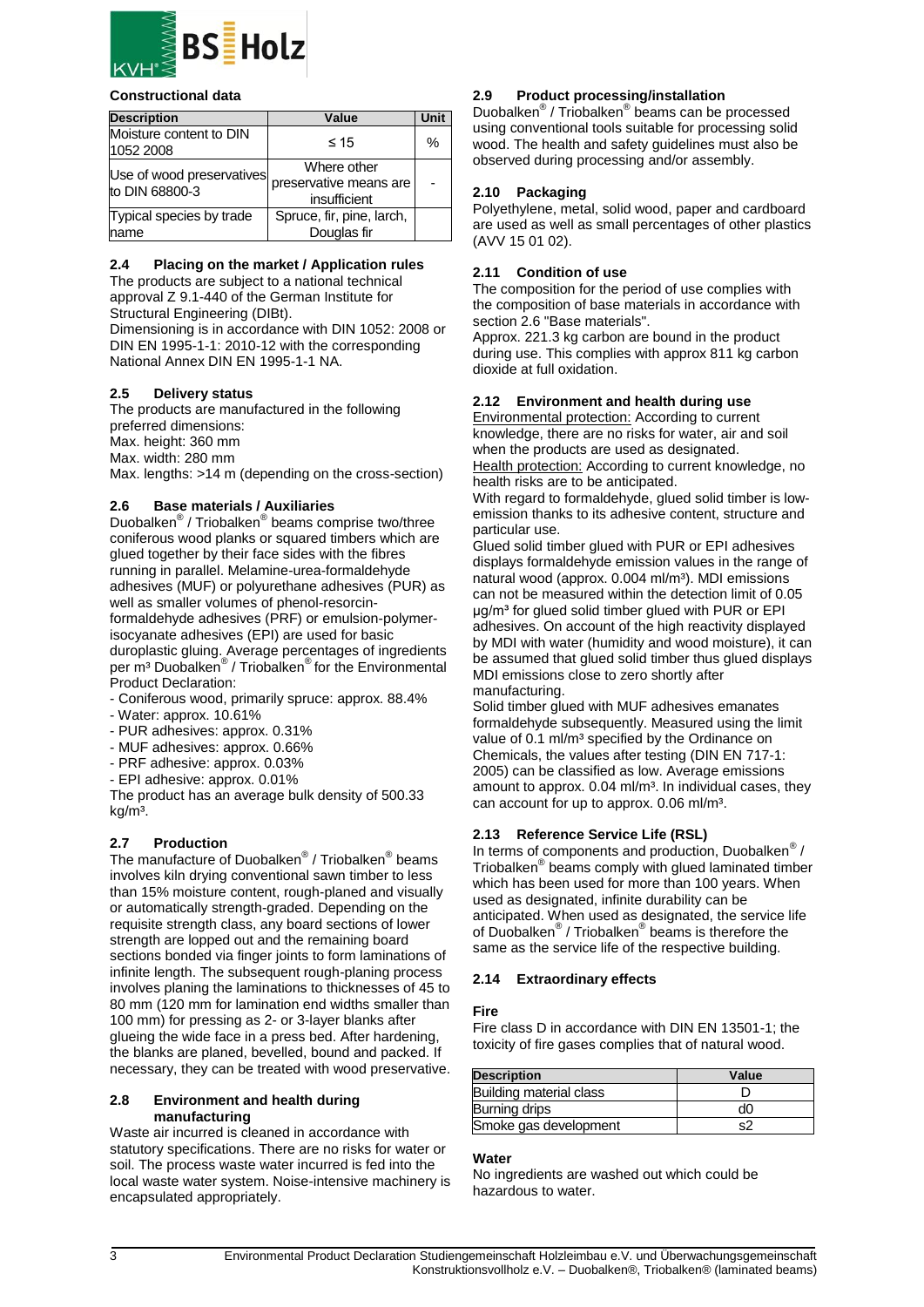### Constructional data

| Description | Value | Unit |
|---|---|---|
| Moisture content to DIN 1052 2008 | ≤ 15 | % |
| Use of wood preservatives to DIN 68800-3 | Where other preservative means are insufficient | - |
| Typical species by trade name | Spruce, fir, pine, larch, Douglas fir | |

### 2.4 Placing on the market / Application rules

The products are subject to a national technical approval Z 9.1-440 of the German Institute for Structural Engineering (DIBt).
Dimensioning is in accordance with DIN 1052: 2008 or DIN EN 1995-1-1: 2010-12 with the corresponding National Annex DIN EN 1995-1-1 NA.

### 2.5 Delivery status

The products are manufactured in the following preferred dimensions:
Max. height: 360 mm
Max. width: 280 mm
Max. lengths: >14 m (depending on the cross-section)

### 2.6 Base materials / Auxiliaries

Duobalken® / Triobalken® beams comprise two/three coniferous wood planks or squared timbers which are glued together by their face sides with the fibres running in parallel. Melamine-urea-formaldehyde adhesives (MUF) or polyurethane adhesives (PUR) as well as smaller volumes of phenol-resorcin-formaldehyde adhesives (PRF) or emulsion-polymer-isocyanate adhesives (EPI) are used for basic duroplastic gluing. Average percentages of ingredients per m³ Duobalken® / Triobalken® for the Environmental Product Declaration:

- Coniferous wood, primarily spruce: approx. 88.4%
- Water: approx. 10.61%
- PUR adhesives: approx. 0.31%
- MUF adhesives: approx. 0.66%
- PRF adhesive: approx. 0.03%
- EPI adhesive: approx. 0.01%

The product has an average bulk density of 500.33 kg/m³.

### 2.7 Production

The manufacture of Duobalken® / Triobalken® beams involves kiln drying conventional sawn timber to less than 15% moisture content, rough-planed and visually or automatically strength-graded. Depending on the requisite strength class, any board sections of lower strength are lopped out and the remaining board sections bonded via finger joints to form laminations of infinite length. The subsequent rough-planing process involves planing the laminations to thicknesses of 45 to 80 mm (120 mm for lamination end widths smaller than 100 mm) for pressing as 2- or 3-layer blanks after glueing the wide face in a press bed. After hardening, the blanks are planed, bevelled, bound and packed. If necessary, they can be treated with wood preservative.

### 2.8 Environment and health during manufacturing

Waste air incurred is cleaned in accordance with statutory specifications. There are no risks for water or soil. The process waste water incurred is fed into the local waste water system. Noise-intensive machinery is encapsulated appropriately.

### 2.9 Product processing/installation

Duobalken® / Triobalken® beams can be processed using conventional tools suitable for processing solid wood. The health and safety guidelines must also be observed during processing and/or assembly.

### 2.10 Packaging

Polyethylene, metal, solid wood, paper and cardboard are used as well as small percentages of other plastics (AVV 15 01 02).

### 2.11 Condition of use

The composition for the period of use complies with the composition of base materials in accordance with section 2.6 "Base materials".
Approx. 221.3 kg carbon are bound in the product during use. This complies with approx 811 kg carbon dioxide at full oxidation.

### 2.12 Environment and health during use

Environmental protection: According to current knowledge, there are no risks for water, air and soil when the products are used as designated.
Health protection: According to current knowledge, no health risks are to be anticipated.
With regard to formaldehyde, glued solid timber is low-emission thanks to its adhesive content, structure and particular use.
Glued solid timber glued with PUR or EPI adhesives displays formaldehyde emission values in the range of natural wood (approx. 0.004 ml/m³). MDI emissions can not be measured within the detection limit of 0.05 µg/m³ for glued solid timber glued with PUR or EPI adhesives. On account of the high reactivity displayed by MDI with water (humidity and wood moisture), it can be assumed that glued solid timber thus glued displays MDI emissions close to zero shortly after manufacturing.
Solid timber glued with MUF adhesives emanates formaldehyde subsequently. Measured using the limit value of 0.1 ml/m³ specified by the Ordinance on Chemicals, the values after testing (DIN EN 717-1: 2005) can be classified as low. Average emissions amount to approx. 0.04 ml/m³. In individual cases, they can account for up to approx. 0.06 ml/m³.

### 2.13 Reference Service Life (RSL)

In terms of components and production, Duobalken® / Triobalken® beams comply with glued laminated timber which has been used for more than 100 years. When used as designated, infinite durability can be anticipated. When used as designated, the service life of Duobalken® / Triobalken® beams is therefore the same as the service life of the respective building.

### 2.14 Extraordinary effects

**Fire**

Fire class D in accordance with DIN EN 13501-1; the toxicity of fire gases complies that of natural wood.

| Description | Value |
|---|---|
| Building material class | D |
| Burning drips | d0 |
| Smoke gas development | s2 |

**Water**

No ingredients are washed out which could be hazardous to water.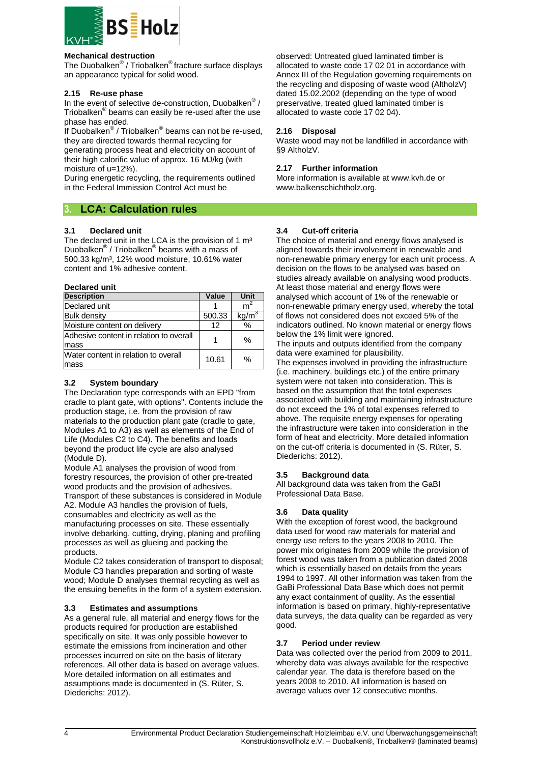**Mechanical destruction**

The Duobalken® / Triobalken® fracture surface displays an appearance typical for solid wood.

### 2.15 Re-use phase

In the event of selective de-construction, Duobalken® / Triobalken® beams can easily be re-used after the use phase has ended.

If Duobalken® / Triobalken® beams can not be re-used, they are directed towards thermal recycling for generating process heat and electricity on account of their high calorific value of approx. 16 MJ/kg (with moisture of u=12%).

During energetic recycling, the requirements outlined in the Federal Immission Control Act must be observed: Untreated glued laminated timber is allocated to waste code 17 02 01 in accordance with Annex III of the Regulation governing requirements on the recycling and disposing of waste wood (AltholzV) dated 15.02.2002 (depending on the type of wood preservative, treated glued laminated timber is allocated to waste code 17 02 04).

### 2.16 Disposal

Waste wood may not be landfilled in accordance with §9 AltholzV.

### 2.17 Further information

More information is available at www.kvh.de or www.balkenschichtholz.org.

## 3. LCA: Calculation rules

### 3.1 Declared unit

The declared unit in the LCA is the provision of 1 m³ Duobalken® / Triobalken® beams with a mass of 500.33 kg/m³, 12% wood moisture, 10.61% water content and 1% adhesive content.

**Declared unit**

| Description | Value | Unit |
|---|---|---|
| Declared unit | 1 | $m^2$ |
| Bulk density | 500.33 | $kg/m^3$ |
| Moisture content on delivery | 12 | % |
| Adhesive content in relation to overall mass | 1 | % |
| Water content in relation to overall mass | 10.61 | % |

### 3.2 System boundary

The Declaration type corresponds with an EPD "from cradle to plant gate, with options". Contents include the production stage, i.e. from the provision of raw materials to the production plant gate (cradle to gate, Modules A1 to A3) as well as elements of the End of Life (Modules C2 to C4). The benefits and loads beyond the product life cycle are also analysed (Module D).

Module A1 analyses the provision of wood from forestry resources, the provision of other pre-treated wood products and the provision of adhesives.

Transport of these substances is considered in Module A2. Module A3 handles the provision of fuels, consumables and electricity as well as the manufacturing processes on site. These essentially involve debarking, cutting, drying, planing and profiling processes as well as glueing and packing the products.

Module C2 takes consideration of transport to disposal; Module C3 handles preparation and sorting of waste wood; Module D analyses thermal recycling as well as the ensuing benefits in the form of a system extension.

### 3.3 Estimates and assumptions

As a general rule, all material and energy flows for the products required for production are established specifically on site. It was only possible however to estimate the emissions from incineration and other processes incurred on site on the basis of literary references. All other data is based on average values. More detailed information on all estimates and assumptions made is documented in (S. Rüter, S. Diederichs: 2012).

### 3.4 Cut-off criteria

The choice of material and energy flows analysed is aligned towards their involvement in renewable and non-renewable primary energy for each unit process. A decision on the flows to be analysed was based on studies already available on analysing wood products. At least those material and energy flows were analysed which account of 1% of the renewable or non-renewable primary energy used, whereby the total of flows not considered does not exceed 5% of the indicators outlined. No known material or energy flows below the 1% limit were ignored.

The inputs and outputs identified from the company data were examined for plausibility.

The expenses involved in providing the infrastructure (i.e. machinery, buildings etc.) of the entire primary system were not taken into consideration. This is based on the assumption that the total expenses associated with building and maintaining infrastructure do not exceed the 1% of total expenses referred to above. The requisite energy expenses for operating the infrastructure were taken into consideration in the form of heat and electricity. More detailed information on the cut-off criteria is documented in (S. Rüter, S. Diederichs: 2012).

### 3.5 Background data

All background data was taken from the GaBI Professional Data Base.

### 3.6 Data quality

With the exception of forest wood, the background data used for wood raw materials for material and energy use refers to the years 2008 to 2010. The power mix originates from 2009 while the provision of forest wood was taken from a publication dated 2008 which is essentially based on details from the years 1994 to 1997. All other information was taken from the GaBi Professional Data Base which does not permit any exact containment of quality. As the essential information is based on primary, highly-representative data surveys, the data quality can be regarded as very good.

### 3.7 Period under review

Data was collected over the period from 2009 to 2011, whereby data was always available for the respective calendar year. The data is therefore based on the years 2008 to 2010. All information is based on average values over 12 consecutive months.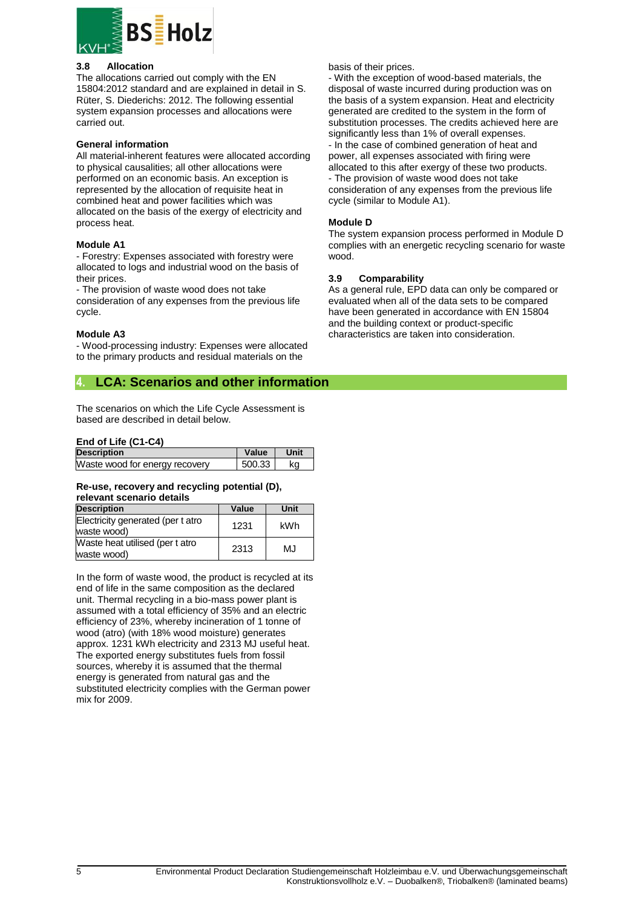### 3.8 Allocation

The allocations carried out comply with the EN 15804:2012 standard and are explained in detail in S. Rüter, S. Diederichs: 2012. The following essential system expansion processes and allocations were carried out.

**General information**

All material-inherent features were allocated according to physical causalities; all other allocations were performed on an economic basis. An exception is represented by the allocation of requisite heat in combined heat and power facilities which was allocated on the basis of the exergy of electricity and process heat.

**Module A1**

- Forestry: Expenses associated with forestry were allocated to logs and industrial wood on the basis of their prices.
- The provision of waste wood does not take consideration of any expenses from the previous life cycle.

**Module A3**

- Wood-processing industry: Expenses were allocated to the primary products and residual materials on the basis of their prices.
- With the exception of wood-based materials, the disposal of waste incurred during production was on the basis of a system expansion. Heat and electricity generated are credited to the system in the form of substitution processes. The credits achieved here are significantly less than 1% of overall expenses.
- In the case of combined generation of heat and power, all expenses associated with firing were allocated to this after exergy of these two products.
- The provision of waste wood does not take consideration of any expenses from the previous life cycle (similar to Module A1).

**Module D**

The system expansion process performed in Module D complies with an energetic recycling scenario for waste wood.

### 3.9 Comparability

As a general rule, EPD data can only be compared or evaluated when all of the data sets to be compared have been generated in accordance with EN 15804 and the building context or product-specific characteristics are taken into consideration.

## 4. LCA: Scenarios and other information

The scenarios on which the Life Cycle Assessment is based are described in detail below.

**End of Life (C1-C4)**

| Description | Value | Unit |
|---|---|---|
| Waste wood for energy recovery | 500.33 | kg |

**Re-use, recovery and recycling potential (D), relevant scenario details**

| Description | Value | Unit |
|---|---|---|
| Electricity generated (per t atro waste wood) | 1231 | kWh |
| Waste heat utilised (per t atro waste wood) | 2313 | MJ |

In the form of waste wood, the product is recycled at its end of life in the same composition as the declared unit. Thermal recycling in a bio-mass power plant is assumed with a total efficiency of 35% and an electric efficiency of 23%, whereby incineration of 1 tonne of wood (atro) (with 18% wood moisture) generates approx. 1231 kWh electricity and 2313 MJ useful heat. The exported energy substitutes fuels from fossil sources, whereby it is assumed that the thermal energy is generated from natural gas and the substituted electricity complies with the German power mix for 2009.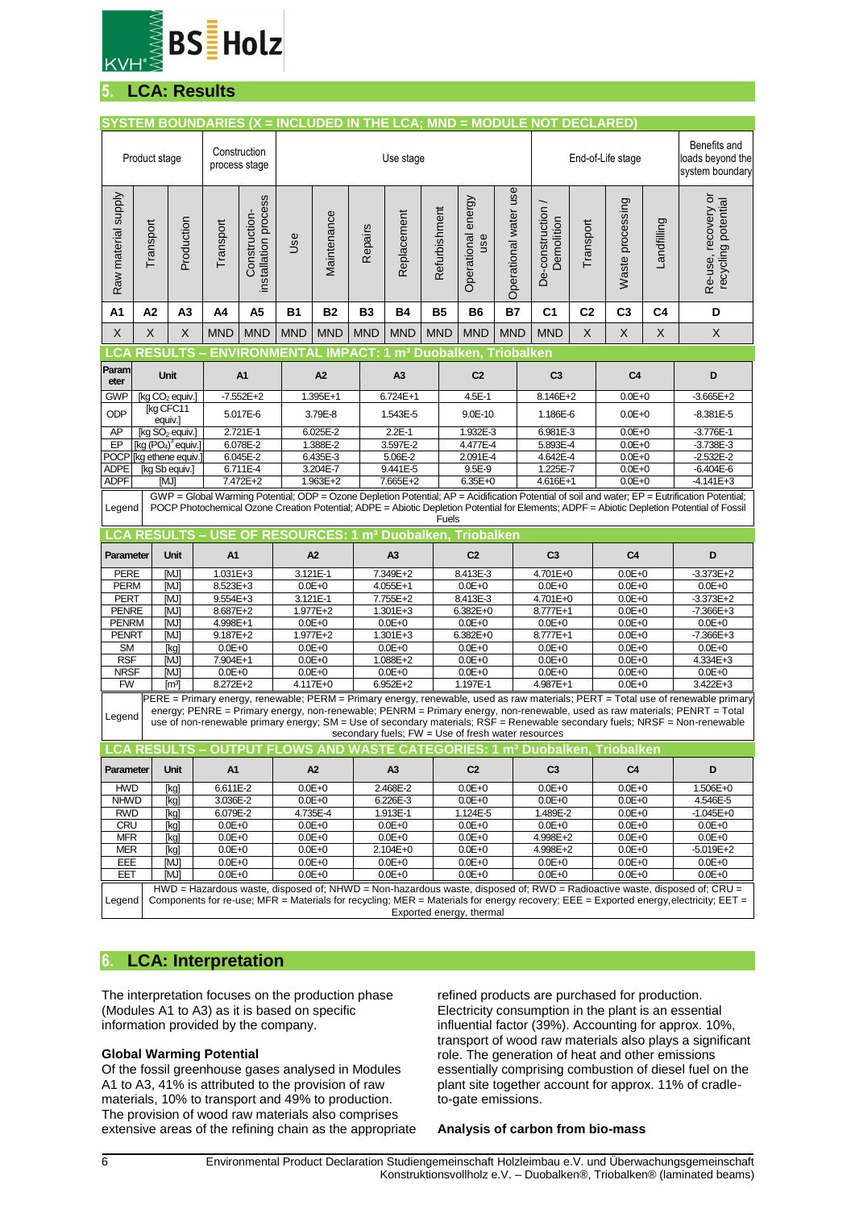## 5. LCA: Results

**SYSTEM BOUNDARIES (X = INCLUDED IN THE LCA; MND = MODULE NOT DECLARED)**

| Product stage | | | Construction process stage | | Use stage | | | | | | | End-of-Life stage | | | | Benefits and loads beyond the system boundary |
|---|---|---|---|---|---|---|---|---|---|---|---|---|---|---|---|---|
| Raw material supply | Transport | Production | Transport | Construction-installation process | Use | Maintenance | Repairs | Replacement | Refurbishment | Operational energy use | Operational water use | De-construction / Demolition | Transport | Waste processing | Landfilling | Re-use, recovery or recycling potential |
| A1 | A2 | A3 | A4 | A5 | B1 | B2 | B3 | B4 | B5 | B6 | B7 | C1 | C2 | C3 | C4 | D |
| X | X | X | MND | MND | MND | MND | MND | MND | MND | MND | MND | MND | X | X | X | X |

**LCA RESULTS – ENVIRONMENTAL IMPACT: 1 m³ Duobalken, Triobalken**

| Parameter | Unit | A1 | A2 | A3 | C2 | C3 | C4 | D |
|---|---|---|---|---|---|---|---|---|
| GWP | [kg $CO_2$ equiv.] | -7.552E+2 | 1.395E+1 | 6.724E+1 | 4.5E-1 | 8.146E+2 | 0.0E+0 | -3.665E+2 |
| ODP | [kg CFC11 equiv.] | 5.017E-6 | 3.79E-8 | 1.543E-5 | 9.0E-10 | 1.186E-6 | 0.0E+0 | -8.381E-5 |
| AP | [kg $SO_2$ equiv.] | 2.721E-1 | 6.025E-2 | 2.2E-1 | 1.932E-3 | 6.981E-3 | 0.0E+0 | -3.776E-1 |
| EP | [kg $(PO_4)^3$ equiv.] | 6.078E-2 | 1.388E-2 | 3.597E-2 | 4.477E-4 | 5.893E-4 | 0.0E+0 | -3.738E-3 |
| POCP | [kg ethene equiv.] | 6.045E-2 | 6.435E-3 | 5.06E-2 | 2.091E-4 | 4.642E-4 | 0.0E+0 | -2.532E-2 |
| ADPE | [kg Sb equiv.] | 6.711E-4 | 3.204E-7 | 9.441E-5 | 9.5E-9 | 1.225E-7 | 0.0E+0 | -6.404E-6 |
| ADPF | [MJ] | 7.472E+2 | 1.963E+2 | 7.665E+2 | 6.35E+0 | 4.616E+1 | 0.0E+0 | -4.141E+3 |

Legend: GWP = Global Warming Potential; ODP = Ozone Depletion Potential; AP = Acidification Potential of soil and water; EP = Eutrification Potential; POCP Photochemical Ozone Creation Potential; ADPE = Abiotic Depletion Potential for Elements; ADPF = Abiotic Depletion Potential of Fossil Fuels

**LCA RESULTS – USE OF RESOURCES: 1 m³ Duobalken, Triobalken**

| Parameter | Unit | A1 | A2 | A3 | C2 | C3 | C4 | D |
|---|---|---|---|---|---|---|---|---|
| PERE | [MJ] | 1.031E+3 | 3.121E-1 | 7.349E+2 | 8.413E-3 | 4.701E+0 | 0.0E+0 | -3.373E+2 |
| PERM | [MJ] | 8.523E+3 | 0.0E+0 | 4.055E+1 | 0.0E+0 | 0.0E+0 | 0.0E+0 | 0.0E+0 |
| PERT | [MJ] | 9.554E+3 | 3.121E-1 | 7.755E+2 | 8.413E-3 | 4.701E+0 | 0.0E+0 | -3.373E+2 |
| PENRE | [MJ] | 8.687E+2 | 1.977E+2 | 1.301E+3 | 6.382E+0 | 8.777E+1 | 0.0E+0 | -7.366E+3 |
| PENRM | [MJ] | 4.998E+1 | 0.0E+0 | 0.0E+0 | 0.0E+0 | 0.0E+0 | 0.0E+0 | 0.0E+0 |
| PENRT | [MJ] | 9.187E+2 | 1.977E+2 | 1.301E+3 | 6.382E+0 | 8.777E+1 | 0.0E+0 | -7.366E+3 |
| SM | [kg] | 0.0E+0 | 0.0E+0 | 0.0E+0 | 0.0E+0 | 0.0E+0 | 0.0E+0 | 0.0E+0 |
| RSF | [MJ] | 7.904E+1 | 0.0E+0 | 1.088E+2 | 0.0E+0 | 0.0E+0 | 0.0E+0 | 4.334E+3 |
| NRSF | [MJ] | 0.0E+0 | 0.0E+0 | 0.0E+0 | 0.0E+0 | 0.0E+0 | 0.0E+0 | 0.0E+0 |
| FW | [m³] | 8.272E+2 | 4.117E+0 | 6.952E+2 | 1.197E-1 | 4.987E+1 | 0.0E+0 | 3.422E+3 |

Legend: PERE = Primary energy, renewable; PERM = Primary energy, renewable, used as raw materials; PERT = Total use of renewable primary energy; PENRE = Primary energy, non-renewable; PENRM = Primary energy, non-renewable, used as raw materials; PENRT = Total use of non-renewable primary energy; SM = Use of secondary materials; RSF = Renewable secondary fuels; NRSF = Non-renewable secondary fuels; FW = Use of fresh water resources

**LCA RESULTS – OUTPUT FLOWS AND WASTE CATEGORIES: 1 m³ Duobalken, Triobalken**

| Parameter | Unit | A1 | A2 | A3 | C2 | C3 | C4 | D |
|---|---|---|---|---|---|---|---|---|
| HWD | [kg] | 6.611E-2 | 0.0E+0 | 2.468E-2 | 0.0E+0 | 0.0E+0 | 0.0E+0 | 1.506E+0 |
| NHWD | [kg] | 3.036E-2 | 0.0E+0 | 6.226E-3 | 0.0E+0 | 0.0E+0 | 0.0E+0 | 4.546E-5 |
| RWD | [kg] | 6.079E-2 | 4.735E-4 | 1.913E-1 | 1.124E-5 | 1.489E-2 | 0.0E+0 | -1.045E+0 |
| CRU | [kg] | 0.0E+0 | 0.0E+0 | 0.0E+0 | 0.0E+0 | 0.0E+0 | 0.0E+0 | 0.0E+0 |
| MFR | [kg] | 0.0E+0 | 0.0E+0 | 0.0E+0 | 0.0E+0 | 4.998E+2 | 0.0E+0 | 0.0E+0 |
| MER | [kg] | 0.0E+0 | 0.0E+0 | 2.104E+0 | 0.0E+0 | 4.998E+2 | 0.0E+0 | -5.019E+2 |
| EEE | [MJ] | 0.0E+0 | 0.0E+0 | 0.0E+0 | 0.0E+0 | 0.0E+0 | 0.0E+0 | 0.0E+0 |
| EET | [MJ] | 0.0E+0 | 0.0E+0 | 0.0E+0 | 0.0E+0 | 0.0E+0 | 0.0E+0 | 0.0E+0 |

Legend: HWD = Hazardous waste, disposed of; NHWD = Non-hazardous waste, disposed of; RWD = Radioactive waste, disposed of; CRU = Components for re-use; MFR = Materials for recycling; MER = Materials for energy recovery; EEE = Exported energy,electricity; EET = Exported energy, thermal

## 6. LCA: Interpretation

The interpretation focuses on the production phase (Modules A1 to A3) as it is based on specific information provided by the company.

**Global Warming Potential**

Of the fossil greenhouse gases analysed in Modules A1 to A3, 41% is attributed to the provision of raw materials, 10% to transport and 49% to production. The provision of wood raw materials also comprises extensive areas of the refining chain as the appropriate refined products are purchased for production. Electricity consumption in the plant is an essential influential factor (39%). Accounting for approx. 10%, transport of wood raw materials also plays a significant role. The generation of heat and other emissions essentially comprising combustion of diesel fuel on the plant site together account for approx. 11% of cradle-to-gate emissions.

**Analysis of carbon from bio-mass**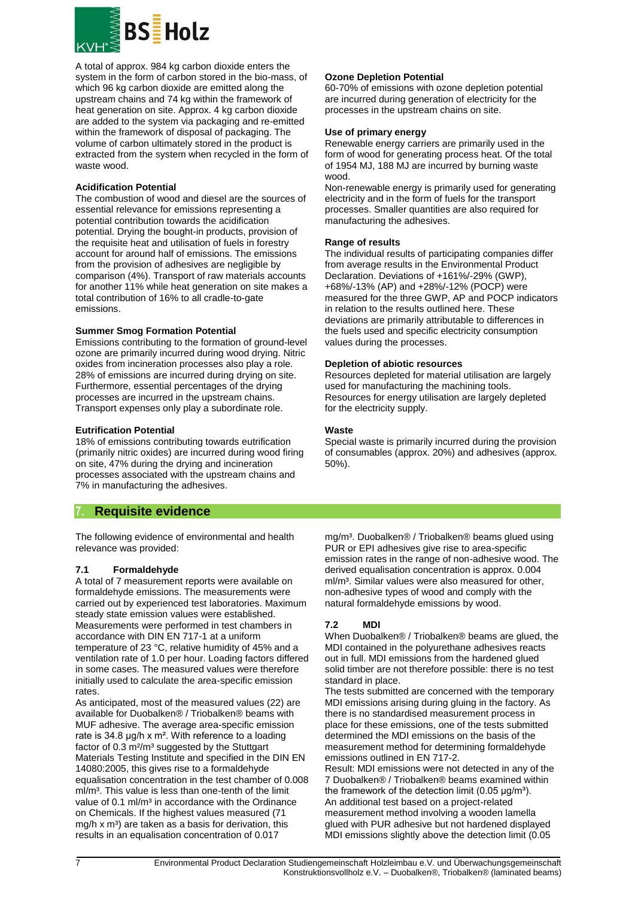A total of approx. 984 kg carbon dioxide enters the system in the form of carbon stored in the bio-mass, of which 96 kg carbon dioxide are emitted along the upstream chains and 74 kg within the framework of heat generation on site. Approx. 4 kg carbon dioxide are added to the system via packaging and re-emitted within the framework of disposal of packaging. The volume of carbon ultimately stored in the product is extracted from the system when recycled in the form of waste wood.

**Acidification Potential**

The combustion of wood and diesel are the sources of essential relevance for emissions representing a potential contribution towards the acidification potential. Drying the bought-in products, provision of the requisite heat and utilisation of fuels in forestry account for around half of emissions. The emissions from the provision of adhesives are negligible by comparison (4%). Transport of raw materials accounts for another 11% while heat generation on site makes a total contribution of 16% to all cradle-to-gate emissions.

**Summer Smog Formation Potential**

Emissions contributing to the formation of ground-level ozone are primarily incurred during wood drying. Nitric oxides from incineration processes also play a role. 28% of emissions are incurred during drying on site. Furthermore, essential percentages of the drying processes are incurred in the upstream chains. Transport expenses only play a subordinate role.

**Eutrification Potential**

18% of emissions contributing towards eutrification (primarily nitric oxides) are incurred during wood firing on site, 47% during the drying and incineration processes associated with the upstream chains and 7% in manufacturing the adhesives.

**Ozone Depletion Potential**

60-70% of emissions with ozone depletion potential are incurred during generation of electricity for the processes in the upstream chains on site.

**Use of primary energy**

Renewable energy carriers are primarily used in the form of wood for generating process heat. Of the total of 1954 MJ, 188 MJ are incurred by burning waste wood.

Non-renewable energy is primarily used for generating electricity and in the form of fuels for the transport processes. Smaller quantities are also required for manufacturing the adhesives.

**Range of results**

The individual results of participating companies differ from average results in the Environmental Product Declaration. Deviations of +161%/-29% (GWP), +68%/-13% (AP) and +28%/-12% (POCP) were measured for the three GWP, AP and POCP indicators in relation to the results outlined here. These deviations are primarily attributable to differences in the fuels used and specific electricity consumption values during the processes.

**Depletion of abiotic resources**

Resources depleted for material utilisation are largely used for manufacturing the machining tools. Resources for energy utilisation are largely depleted for the electricity supply.

**Waste**

Special waste is primarily incurred during the provision of consumables (approx. 20%) and adhesives (approx. 50%).

## 7. Requisite evidence

The following evidence of environmental and health relevance was provided:

### 7.1 Formaldehyde

A total of 7 measurement reports were available on formaldehyde emissions. The measurements were carried out by experienced test laboratories. Maximum steady state emission values were established. Measurements were performed in test chambers in accordance with DIN EN 717-1 at a uniform temperature of 23 °C, relative humidity of 45% and a ventilation rate of 1.0 per hour. Loading factors differed in some cases. The measured values were therefore initially used to calculate the area-specific emission rates.

As anticipated, most of the measured values (22) are available for Duobalken® / Triobalken® beams with MUF adhesive. The average area-specific emission rate is 34.8 µg/h x m². With reference to a loading factor of 0.3 m²/m³ suggested by the Stuttgart Materials Testing Institute and specified in the DIN EN 14080:2005, this gives rise to a formaldehyde equalisation concentration in the test chamber of 0.008 ml/m³. This value is less than one-tenth of the limit value of 0.1 ml/m³ in accordance with the Ordinance on Chemicals. If the highest values measured (71 mg/h x m³) are taken as a basis for derivation, this results in an equalisation concentration of 0.017 mg/m³. Duobalken® / Triobalken® beams glued using PUR or EPI adhesives give rise to area-specific emission rates in the range of non-adhesive wood. The derived equalisation concentration is approx. 0.004 ml/m³. Similar values were also measured for other, non-adhesive types of wood and comply with the natural formaldehyde emissions by wood.

### 7.2 MDI

When Duobalken® / Triobalken® beams are glued, the MDI contained in the polyurethane adhesives reacts out in full. MDI emissions from the hardened glued solid timber are not therefore possible: there is no test standard in place.

The tests submitted are concerned with the temporary MDI emissions arising during gluing in the factory. As there is no standardised measurement process in place for these emissions, one of the tests submitted determined the MDI emissions on the basis of the measurement method for determining formaldehyde emissions outlined in EN 717-2.

Result: MDI emissions were not detected in any of the 7 Duobalken® / Triobalken® beams examined within the framework of the detection limit (0.05 µg/m³).

An additional test based on a project-related measurement method involving a wooden lamella glued with PUR adhesive but not hardened displayed MDI emissions slightly above the detection limit (0.05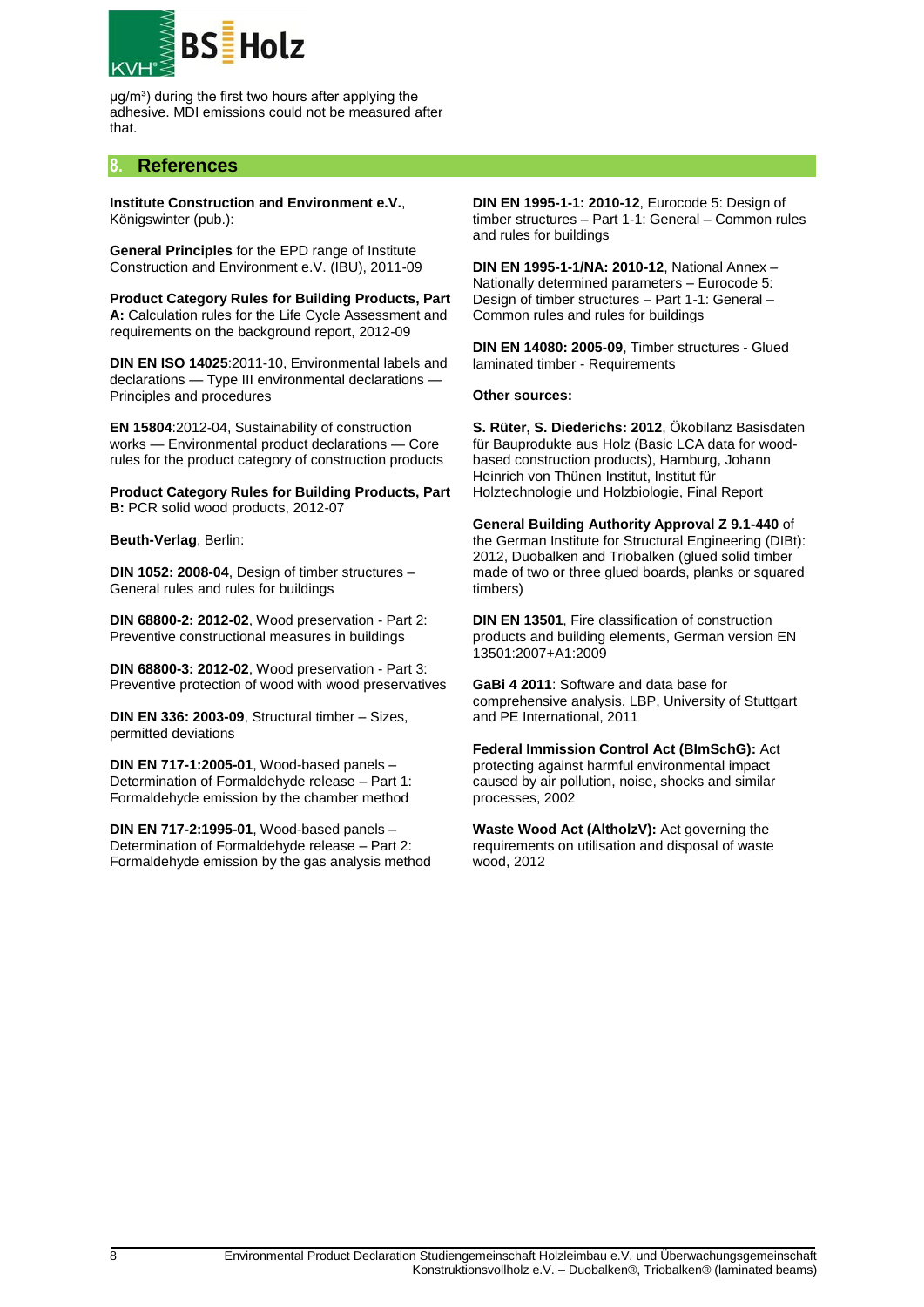µg/m³) during the first two hours after applying the adhesive. MDI emissions could not be measured after that.

## 8. References

**Institute Construction and Environment e.V.**, Königswinter (pub.):

**General Principles** for the EPD range of Institute Construction and Environment e.V. (IBU), 2011-09

**Product Category Rules for Building Products, Part A:** Calculation rules for the Life Cycle Assessment and requirements on the background report, 2012-09

**DIN EN ISO 14025**:2011-10, Environmental labels and declarations — Type III environmental declarations — Principles and procedures

**EN 15804**:2012-04, Sustainability of construction works — Environmental product declarations — Core rules for the product category of construction products

**Product Category Rules for Building Products, Part B:** PCR solid wood products, 2012-07

**Beuth-Verlag**, Berlin:

**DIN 1052: 2008-04**, Design of timber structures – General rules and rules for buildings

**DIN 68800-2: 2012-02**, Wood preservation - Part 2: Preventive constructional measures in buildings

**DIN 68800-3: 2012-02**, Wood preservation - Part 3: Preventive protection of wood with wood preservatives

**DIN EN 336: 2003-09**, Structural timber – Sizes, permitted deviations

**DIN EN 717-1:2005-01**, Wood-based panels – Determination of Formaldehyde release – Part 1: Formaldehyde emission by the chamber method

**DIN EN 717-2:1995-01**, Wood-based panels – Determination of Formaldehyde release – Part 2: Formaldehyde emission by the gas analysis method

**DIN EN 1995-1-1: 2010-12**, Eurocode 5: Design of timber structures – Part 1-1: General – Common rules and rules for buildings

**DIN EN 1995-1-1/NA: 2010-12**, National Annex – Nationally determined parameters – Eurocode 5: Design of timber structures – Part 1-1: General – Common rules and rules for buildings

**DIN EN 14080: 2005-09**, Timber structures - Glued laminated timber - Requirements

**Other sources:**

**S. Rüter, S. Diederichs: 2012**, Ökobilanz Basisdaten für Bauprodukte aus Holz (Basic LCA data for wood-based construction products), Hamburg, Johann Heinrich von Thünen Institut, Institut für Holztechnologie und Holzbiologie, Final Report

**General Building Authority Approval Z 9.1-440** of the German Institute for Structural Engineering (DIBt): 2012, Duobalken and Triobalken (glued solid timber made of two or three glued boards, planks or squared timbers)

**DIN EN 13501**, Fire classification of construction products and building elements, German version EN 13501:2007+A1:2009

**GaBi 4 2011**: Software and data base for comprehensive analysis. LBP, University of Stuttgart and PE International, 2011

**Federal Immission Control Act (BImSchG):** Act protecting against harmful environmental impact caused by air pollution, noise, shocks and similar processes, 2002

**Waste Wood Act (AltholzV):** Act governing the requirements on utilisation and disposal of waste wood, 2012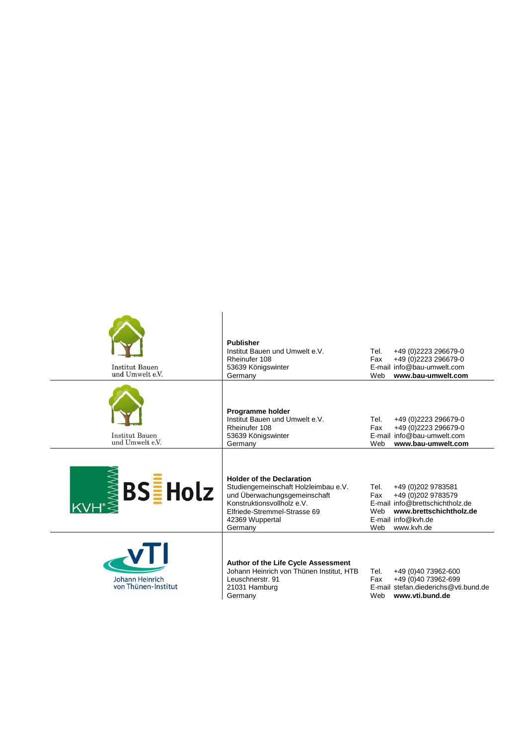Institut Bauen und Umwelt e.V.

**Publisher**
Institut Bauen und Umwelt e.V.
Rheinufer 108
53639 Königswinter
Germany

Tel. +49 (0)2223 296679-0
Fax +49 (0)2223 296679-0
E-mail info@bau-umwelt.com
Web **www.bau-umwelt.com**

---

Institut Bauen und Umwelt e.V.

**Programme holder**
Institut Bauen und Umwelt e.V.
Rheinufer 108
53639 Königswinter
Germany

Tel. +49 (0)2223 296679-0
Fax +49 (0)2223 296679-0
E-mail info@bau-umwelt.com
Web **www.bau-umwelt.com**

---

KVH® BS Holz

**Holder of the Declaration**
Studiengemeinschaft Holzleimbau e.V.
und Überwachungsgemeinschaft
Konstruktionsvollholz e.V.
Elfriede-Stremmel-Strasse 69
42369 Wuppertal
Germany

Tel. +49 (0)202 9783581
Fax +49 (0)202 9783579
E-mail info@brettschichtholz.de
Web **www.brettschichtholz.de**
E-mail info@kvh.de
Web www.kvh.de

---

vTI Johann Heinrich von Thünen-Institut

**Author of the Life Cycle Assessment**
Johann Heinrich von Thünen Institut, HTB
Leuschnerstr. 91
21031 Hamburg
Germany

Tel. +49 (0)40 73962-600
Fax +49 (0)40 73962-699
E-mail stefan.diederichs@vti.bund.de
Web **www.vti.bund.de**